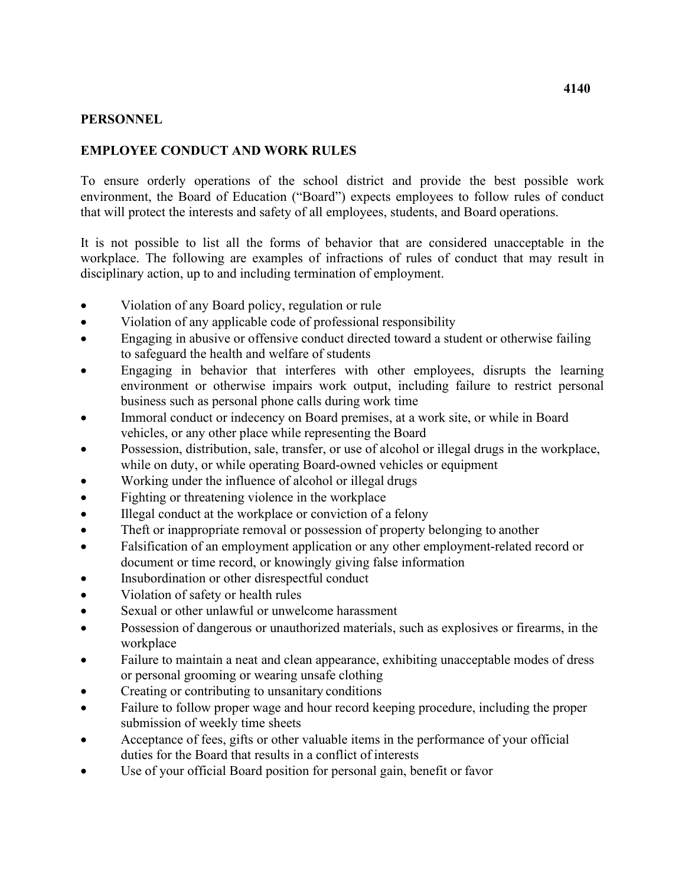4140

**PERSONNEL**

**EMPLOYEE CONDUCT AND WORK RULES**

To ensure orderly operations of the school district and provide the best possible work environment, the Board of Education ("Board") expects employees to follow rules of conduct that will protect the interests and safety of all employees, students, and Board operations.

It is not possible to list all the forms of behavior that are considered unacceptable in the workplace. The following are examples of infractions of rules of conduct that may result in disciplinary action, up to and including termination of employment.

- Violation of any Board policy, regulation or rule
- Violation of any applicable code of professional responsibility
- Engaging in abusive or offensive conduct directed toward a student or otherwise failing to safeguard the health and welfare of students
- Engaging in behavior that interferes with other employees, disrupts the learning environment or otherwise impairs work output, including failure to restrict personal business such as personal phone calls during work time
- Immoral conduct or indecency on Board premises, at a work site, or while in Board vehicles, or any other place while representing the Board
- Possession, distribution, sale, transfer, or use of alcohol or illegal drugs in the workplace, while on duty, or while operating Board-owned vehicles or equipment
- Working under the influence of alcohol or illegal drugs
- Fighting or threatening violence in the workplace
- Illegal conduct at the workplace or conviction of a felony
- Theft or inappropriate removal or possession of property belonging to another
- Falsification of an employment application or any other employment-related record or document or time record, or knowingly giving false information
- Insubordination or other disrespectful conduct
- Violation of safety or health rules
- Sexual or other unlawful or unwelcome harassment
- Possession of dangerous or unauthorized materials, such as explosives or firearms, in the workplace
- Failure to maintain a neat and clean appearance, exhibiting unacceptable modes of dress or personal grooming or wearing unsafe clothing
- Creating or contributing to unsanitary conditions
- Failure to follow proper wage and hour record keeping procedure, including the proper submission of weekly time sheets
- Acceptance of fees, gifts or other valuable items in the performance of your official duties for the Board that results in a conflict of interests
- Use of your official Board position for personal gain, benefit or favor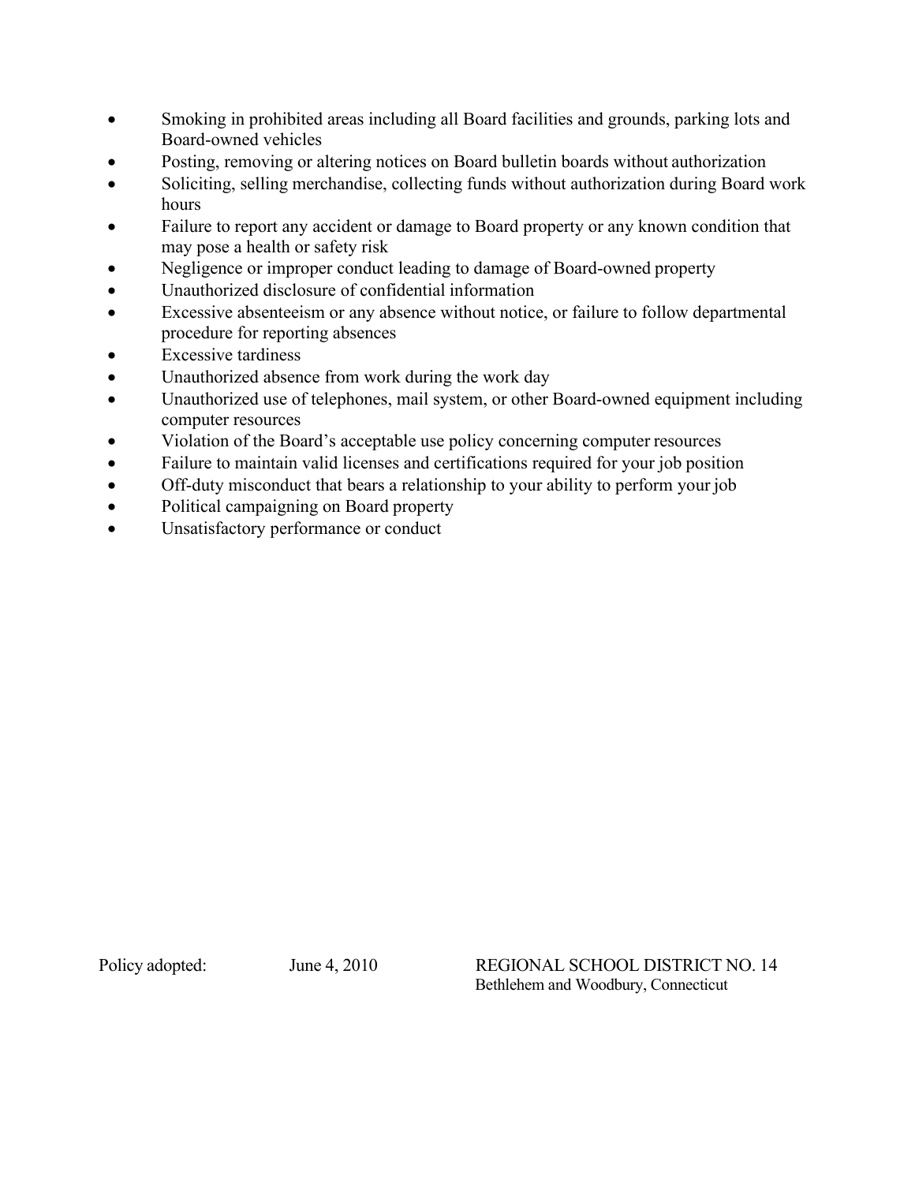- Smoking in prohibited areas including all Board facilities and grounds, parking lots and Board-owned vehicles
- Posting, removing or altering notices on Board bulletin boards without authorization
- Soliciting, selling merchandise, collecting funds without authorization during Board work hours
- Failure to report any accident or damage to Board property or any known condition that may pose a health or safety risk
- Negligence or improper conduct leading to damage of Board-owned property
- Unauthorized disclosure of confidential information
- Excessive absenteeism or any absence without notice, or failure to follow departmental procedure for reporting absences
- Excessive tardiness
- Unauthorized absence from work during the work day
- Unauthorized use of telephones, mail system, or other Board-owned equipment including computer resources
- Violation of the Board's acceptable use policy concerning computer resources
- Failure to maintain valid licenses and certifications required for your job position
- Off-duty misconduct that bears a relationship to your ability to perform your job
- Political campaigning on Board property
- Unsatisfactory performance or conduct

Policy adopted: June 4, 2010

REGIONAL SCHOOL DISTRICT NO. 14
Bethlehem and Woodbury, Connecticut